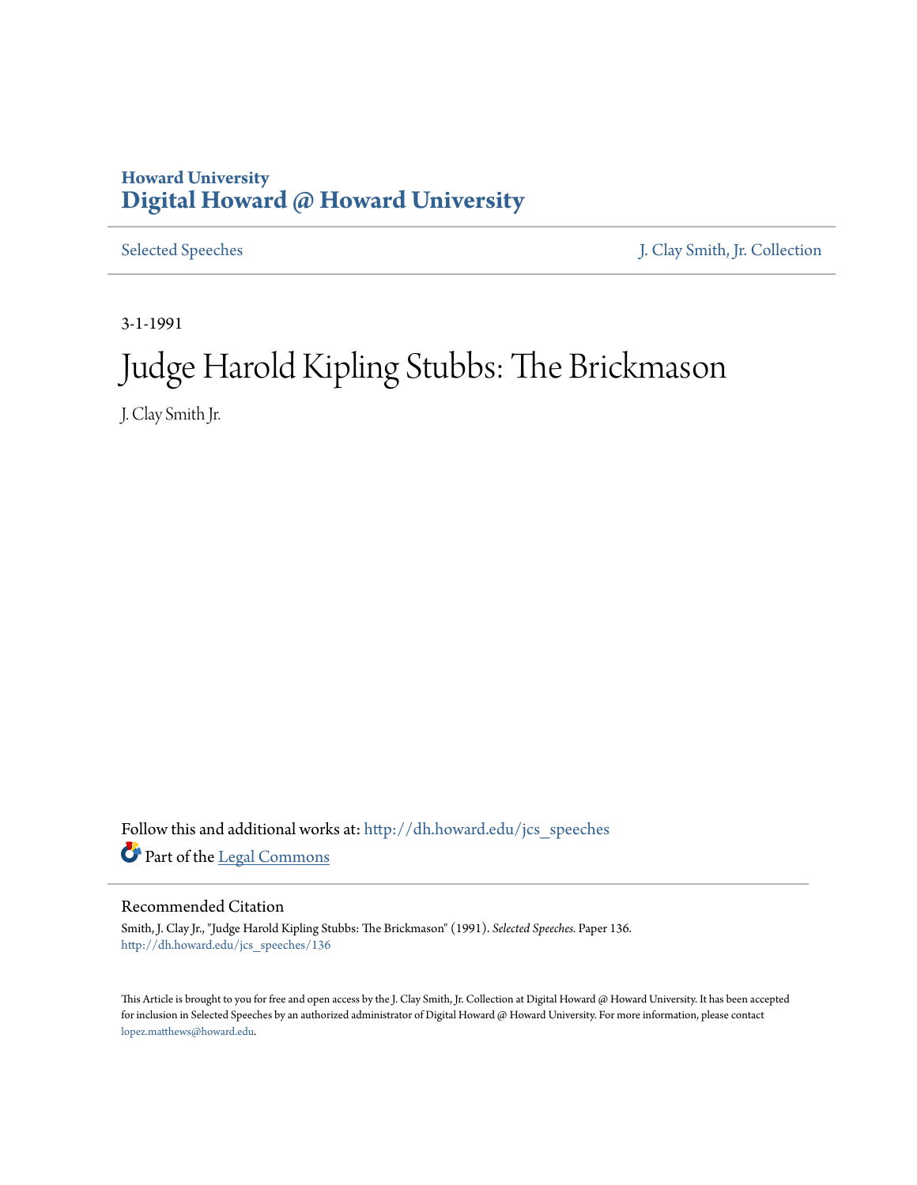Howard University

# Digital Howard @ Howard University

Selected Speeches | J. Clay Smith, Jr. Collection

3-1-1991

# Judge Harold Kipling Stubbs: The Brickmason

J. Clay Smith Jr.

Follow this and additional works at: http://dh.howard.edu/jcs_speeches

Part of the Legal Commons

## Recommended Citation

Smith, J. Clay Jr., "Judge Harold Kipling Stubbs: The Brickmason" (1991). *Selected Speeches*. Paper 136.
http://dh.howard.edu/jcs_speeches/136

This Article is brought to you for free and open access by the J. Clay Smith, Jr. Collection at Digital Howard @ Howard University. It has been accepted for inclusion in Selected Speeches by an authorized administrator of Digital Howard @ Howard University. For more information, please contact lopez.matthews@howard.edu.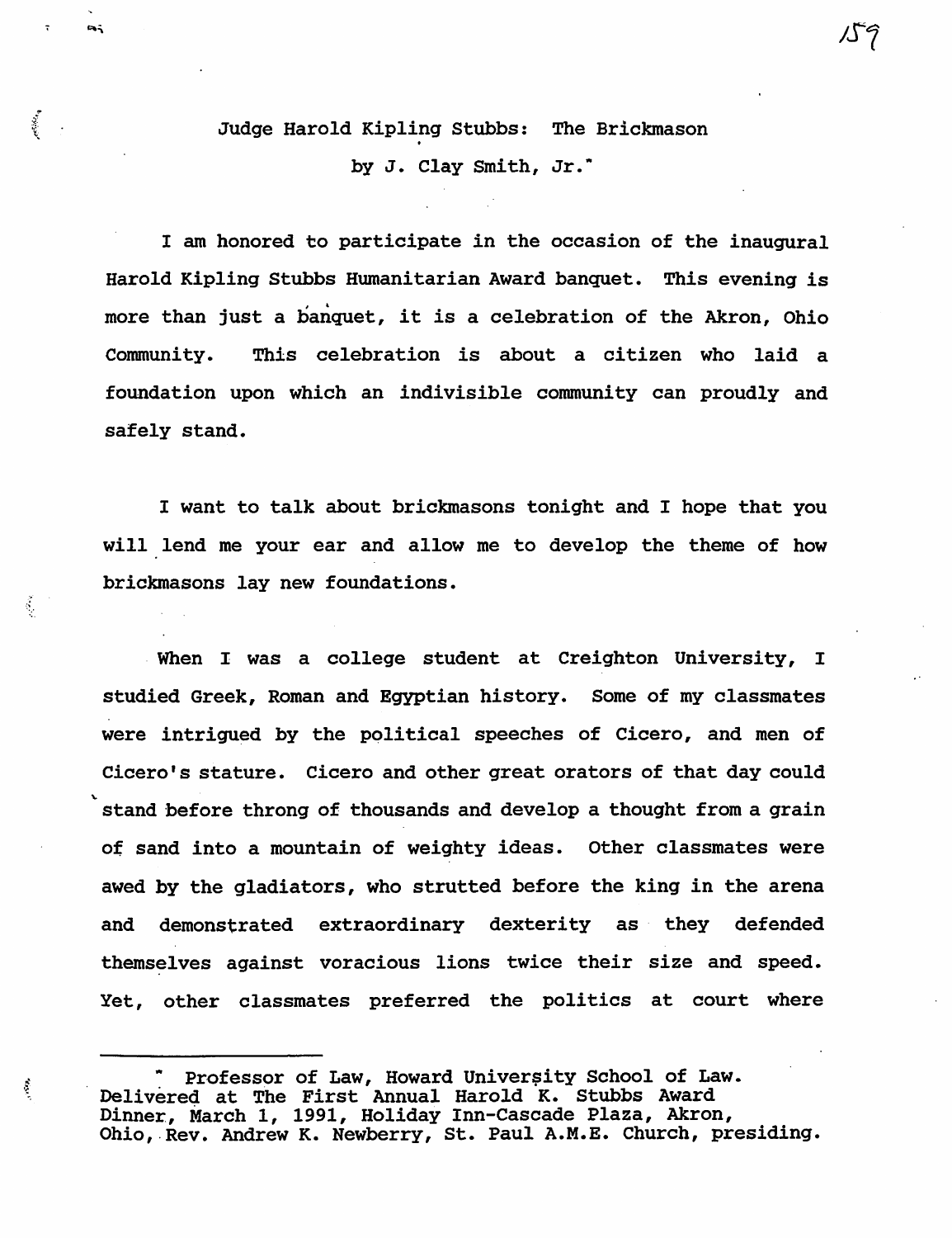# Judge Harold Kipling Stubbs: The Brickmason

by J. Clay Smith, Jr.*

I am honored to participate in the occasion of the inaugural Harold Kipling Stubbs Humanitarian Award banquet. This evening is more than just a banquet, it is a celebration of the Akron, Ohio Community. This celebration is about a citizen who laid a foundation upon which an indivisible community can proudly and safely stand.

I want to talk about brickmasons tonight and I hope that you will lend me your ear and allow me to develop the theme of how brickmasons lay new foundations.

When I was a college student at Creighton University, I studied Greek, Roman and Egyptian history. Some of my classmates were intrigued by the political speeches of Cicero, and men of Cicero's stature. Cicero and other great orators of that day could stand before throng of thousands and develop a thought from a grain of sand into a mountain of weighty ideas. Other classmates were awed by the gladiators, who strutted before the king in the arena and demonstrated extraordinary dexterity as they defended themselves against voracious lions twice their size and speed. Yet, other classmates preferred the politics at court where

---

* Professor of Law, Howard University School of Law. Delivered at The First Annual Harold K. Stubbs Award Dinner, March 1, 1991, Holiday Inn-Cascade Plaza, Akron, Ohio, Rev. Andrew K. Newberry, St. Paul A.M.E. Church, presiding.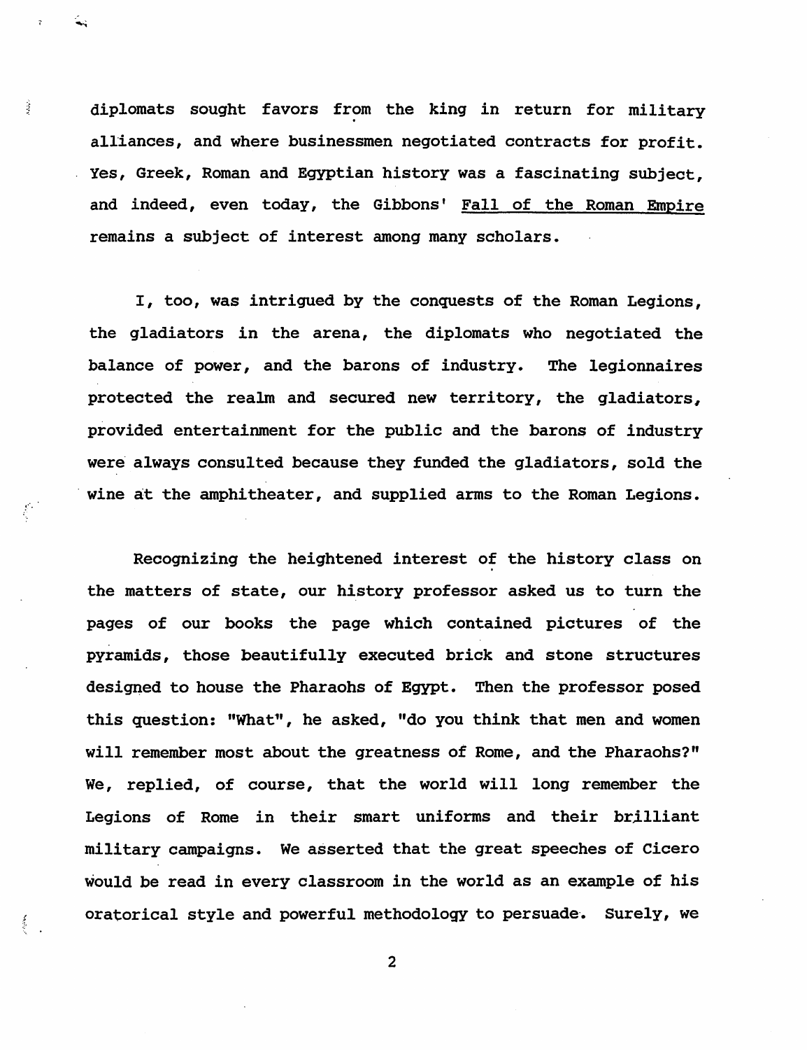diplomats sought favors from the king in return for military alliances, and where businessmen negotiated contracts for profit. Yes, Greek, Roman and Egyptian history was a fascinating subject, and indeed, even today, the Gibbons' Fall of the Roman Empire remains a subject of interest among many scholars.

I, too, was intrigued by the conquests of the Roman Legions, the gladiators in the arena, the diplomats who negotiated the balance of power, and the barons of industry. The legionnaires protected the realm and secured new territory, the gladiators, provided entertainment for the public and the barons of industry were always consulted because they funded the gladiators, sold the wine at the amphitheater, and supplied arms to the Roman Legions.

Recognizing the heightened interest of the history class on the matters of state, our history professor asked us to turn the pages of our books the page which contained pictures of the pyramids, those beautifully executed brick and stone structures designed to house the Pharaohs of Egypt. Then the professor posed this question: "What", he asked, "do you think that men and women will remember most about the greatness of Rome, and the Pharaohs?" We, replied, of course, that the world will long remember the Legions of Rome in their smart uniforms and their brilliant military campaigns. We asserted that the great speeches of Cicero would be read in every classroom in the world as an example of his oratorical style and powerful methodology to persuade. Surely, we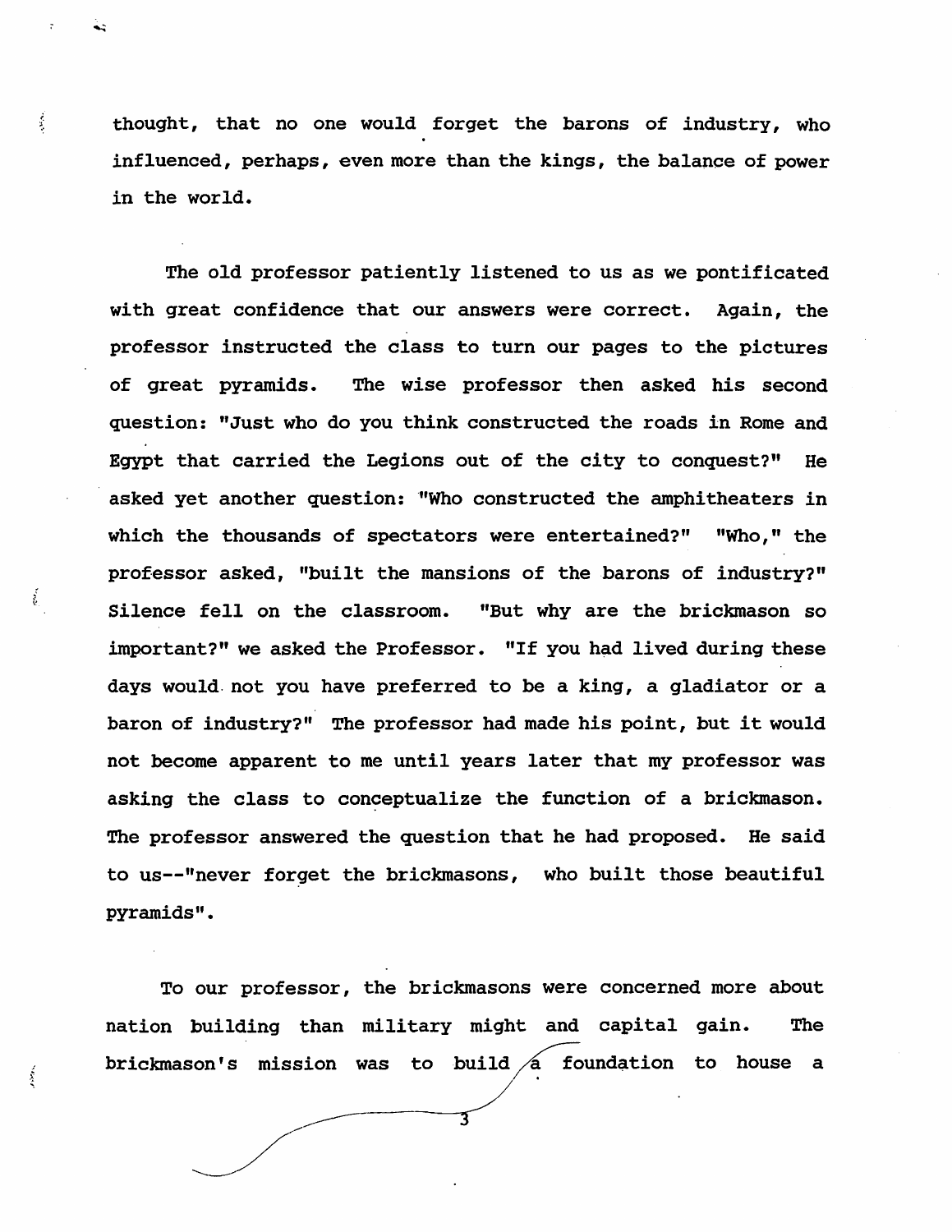thought, that no one would forget the barons of industry, who influenced, perhaps, even more than the kings, the balance of power in the world.

The old professor patiently listened to us as we pontificated with great confidence that our answers were correct. Again, the professor instructed the class to turn our pages to the pictures of great pyramids. The wise professor then asked his second question: "Just who do you think constructed the roads in Rome and Egypt that carried the Legions out of the city to conquest?" He asked yet another question: "Who constructed the amphitheaters in which the thousands of spectators were entertained?" "Who," the professor asked, "built the mansions of the barons of industry?" Silence fell on the classroom. "But why are the brickmason so important?" we asked the Professor. "If you had lived during these days would not you have preferred to be a king, a gladiator or a baron of industry?" The professor had made his point, but it would not become apparent to me until years later that my professor was asking the class to conceptualize the function of a brickmason. The professor answered the question that he had proposed. He said to us--"never forget the brickmasons, who built those beautiful pyramids".

To our professor, the brickmasons were concerned more about nation building than military might and capital gain. The brickmason's mission was to build a foundation to house a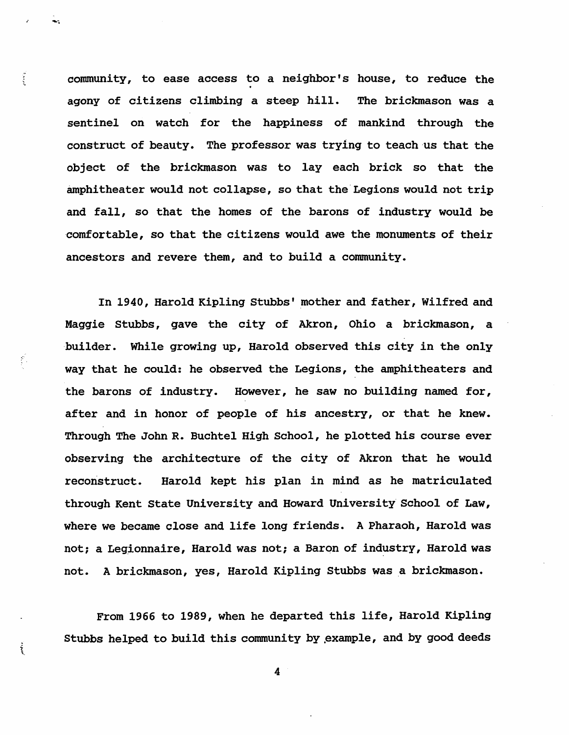community, to ease access to a neighbor's house, to reduce the agony of citizens climbing a steep hill. The brickmason was a sentinel on watch for the happiness of mankind through the construct of beauty. The professor was trying to teach us that the object of the brickmason was to lay each brick so that the amphitheater would not collapse, so that the Legions would not trip and fall, so that the homes of the barons of industry would be comfortable, so that the citizens would awe the monuments of their ancestors and revere them, and to build a community.

In 1940, Harold Kipling Stubbs' mother and father, Wilfred and Maggie Stubbs, gave the city of Akron, Ohio a brickmason, a builder. While growing up, Harold observed this city in the only way that he could: he observed the Legions, the amphitheaters and the barons of industry. However, he saw no building named for, after and in honor of people of his ancestry, or that he knew. Through The John R. Buchtel High School, he plotted his course ever observing the architecture of the city of Akron that he would reconstruct. Harold kept his plan in mind as he matriculated through Kent State University and Howard University School of Law, where we became close and life long friends. A Pharaoh, Harold was not; a Legionnaire, Harold was not; a Baron of industry, Harold was not. A brickmason, yes, Harold Kipling Stubbs was a brickmason.

From 1966 to 1989, when he departed this life, Harold Kipling Stubbs helped to build this community by example, and by good deeds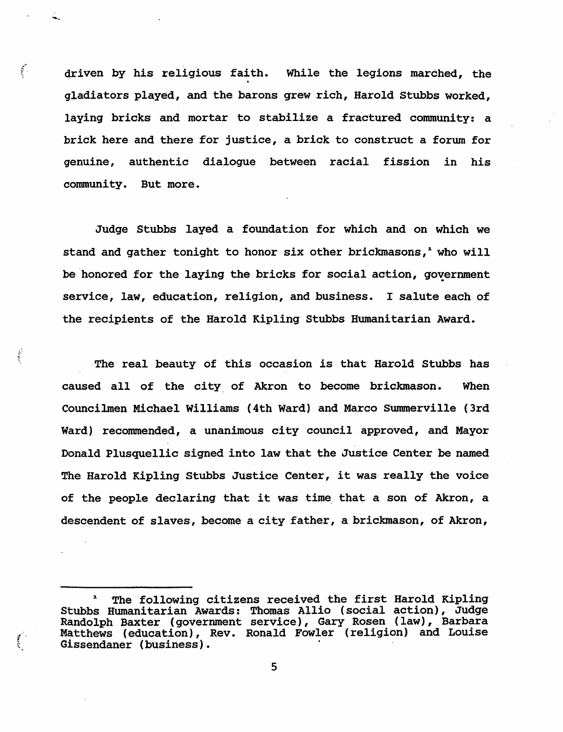driven by his religious faith. While the legions marched, the gladiators played, and the barons grew rich, Harold Stubbs worked, laying bricks and mortar to stabilize a fractured community: a brick here and there for justice, a brick to construct a forum for genuine, authentic dialogue between racial fission in his community. But more.

Judge Stubbs layed a foundation for which and on which we stand and gather tonight to honor six other brickmasons,[1] who will be honored for the laying the bricks for social action, government service, law, education, religion, and business. I salute each of the recipients of the Harold Kipling Stubbs Humanitarian Award.

The real beauty of this occasion is that Harold Stubbs has caused all of the city of Akron to become brickmason. When Councilmen Michael Williams (4th Ward) and Marco Summerville (3rd Ward) recommended, a unanimous city council approved, and Mayor Donald Plusquellic signed into law that the Justice Center be named The Harold Kipling Stubbs Justice Center, it was really the voice of the people declaring that it was time that a son of Akron, a descendent of slaves, become a city father, a brickmason, of Akron,

---

[1] The following citizens received the first Harold Kipling Stubbs Humanitarian Awards: Thomas Allio (social action), Judge Randolph Baxter (government service), Gary Rosen (law), Barbara Matthews (education), Rev. Ronald Fowler (religion) and Louise Gissendaner (business).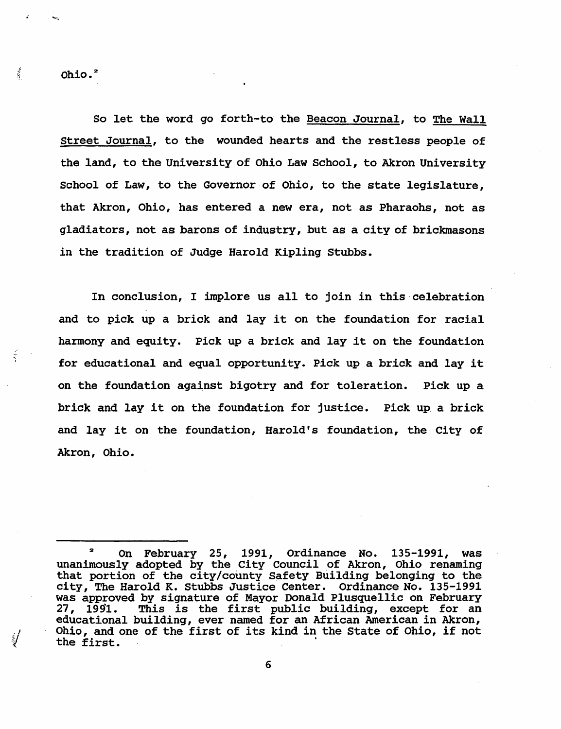Ohio.[2]

So let the word go forth-to the Beacon Journal, to The Wall Street Journal, to the wounded hearts and the restless people of the land, to the University of Ohio Law School, to Akron University School of Law, to the Governor of Ohio, to the state legislature, that Akron, Ohio, has entered a new era, not as Pharaohs, not as gladiators, not as barons of industry, but as a city of brickmasons in the tradition of Judge Harold Kipling Stubbs.

In conclusion, I implore us all to join in this celebration and to pick up a brick and lay it on the foundation for racial harmony and equity. Pick up a brick and lay it on the foundation for educational and equal opportunity. Pick up a brick and lay it on the foundation against bigotry and for toleration. Pick up a brick and lay it on the foundation for justice. Pick up a brick and lay it on the foundation, Harold's foundation, the City of Akron, Ohio.

---

[2] On February 25, 1991, Ordinance No. 135-1991, was unanimously adopted by the City Council of Akron, Ohio renaming that portion of the city/county Safety Building belonging to the city, The Harold K. Stubbs Justice Center. Ordinance No. 135-1991 was approved by signature of Mayor Donald Plusquellic on February 27, 1991. This is the first public building, except for an educational building, ever named for an African American in Akron, Ohio, and one of the first of its kind in the State of Ohio, if not the first.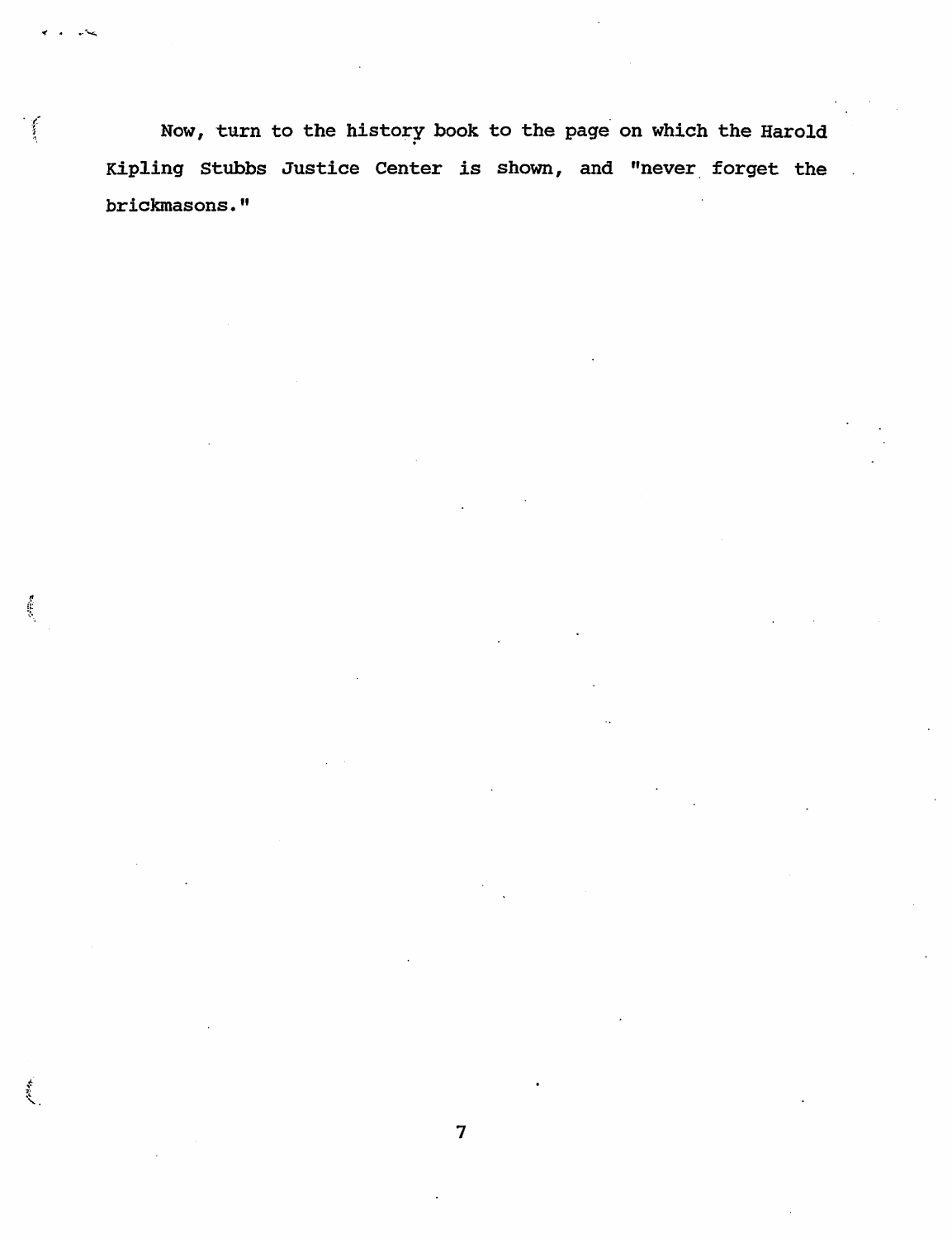Now, turn to the history book to the page on which the Harold Kipling Stubbs Justice Center is shown, and "never forget the brickmasons."